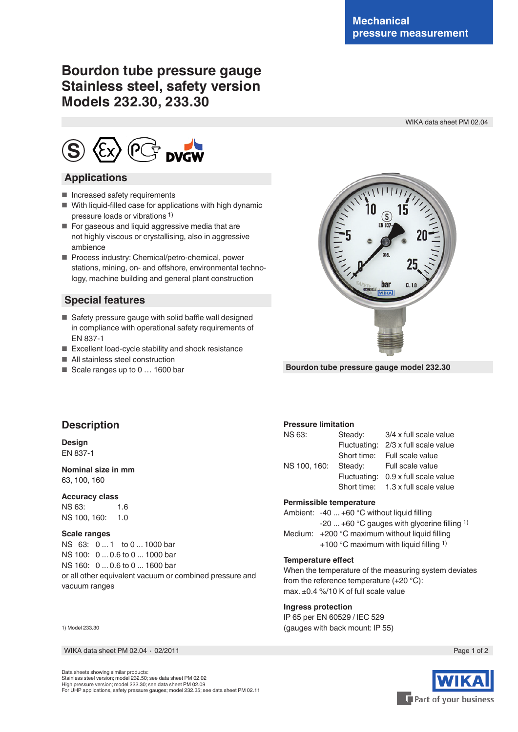Mechanical pressure measurement

# Bourdon tube pressure gauge Stainless steel, safety version Models 232.30, 233.30

WIKA data sheet PM 02.04

## Applications

- Increased safety requirements
- With liquid-filled case for applications with high dynamic pressure loads or vibrations [1)]
- For gaseous and liquid aggressive media that are not highly viscous or crystallising, also in aggressive ambience
- Process industry: Chemical/petro-chemical, power stations, mining, on- and offshore, environmental technology, machine building and general plant construction

## Special features

- Safety pressure gauge with solid baffle wall designed in compliance with operational safety requirements of EN 837-1
- Excellent load-cycle stability and shock resistance
- All stainless steel construction
- Scale ranges up to 0 … 1600 bar

Bourdon tube pressure gauge model 232.30

## Description

### Design

EN 837-1

### Nominal size in mm

63, 100, 160

### Accuracy class

NS 63: 1.6
NS 100, 160: 1.0

### Scale ranges

NS 63: 0 ... 1 to 0 ... 1000 bar
NS 100: 0 ... 0.6 to 0 ... 1000 bar
NS 160: 0 ... 0.6 to 0 ... 1600 bar
or all other equivalent vacuum or combined pressure and vacuum ranges

### Pressure limitation

| | | |
|---|---|---|
| NS 63: | Steady: | 3/4 x full scale value |
| | Fluctuating: | 2/3 x full scale value |
| | Short time: | Full scale value |
| NS 100, 160: | Steady: | Full scale value |
| | Fluctuating: | 0.9 x full scale value |
| | Short time: | 1.3 x full scale value |

### Permissible temperature

Ambient: -40 ... +60 °C without liquid filling
-20 ... +60 °C gauges with glycerine filling [1)]
Medium: +200 °C maximum without liquid filling
+100 °C maximum with liquid filling [1)]

### Temperature effect

When the temperature of the measuring system deviates from the reference temperature (+20 °C):
max. ±0.4 %/10 K of full scale value

### Ingress protection

IP 65 per EN 60529 / lEC 529
(gauges with back mount: IP 55)

1) Model 233.30

WIKA data sheet PM 02.04 · 02/2011

Data sheets showing similar products:
Stainless steel version; model 232.50; see data sheet PM 02.02
High pressure version; model 222.30; see data sheet PM 02.09
For UHP applications, safety pressure gauges; model 232.35; see data sheet PM 02.11

Part of your business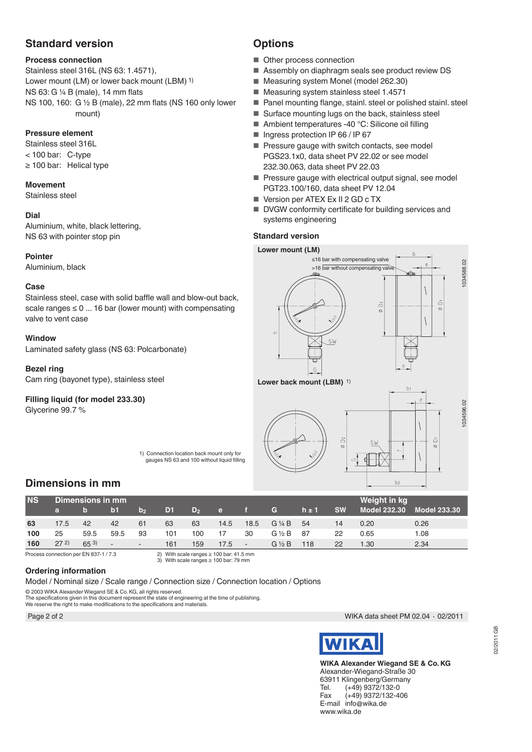## Standard version

### Process connection

Stainless steel 316L (NS 63: 1.4571),
Lower mount (LM) or lower back mount (LBM) [1]
NS 63: G ¼ B (male), 14 mm flats
NS 100, 160: G ½ B (male), 22 mm flats (NS 160 only lower mount)

### Pressure element

Stainless steel 316L
< 100 bar: C-type
≥ 100 bar: Helical type

### Movement

Stainless steel

### Dial

Aluminium, white, black lettering,
NS 63 with pointer stop pin

### Pointer

Aluminium, black

### Case

Stainless steel, case with solid baffle wall and blow-out back, scale ranges ≤ 0 ... 16 bar (lower mount) with compensating valve to vent case

### Window

Laminated safety glass (NS 63: Polcarbonate)

### Bezel ring

Cam ring (bayonet type), stainless steel

### Filling liquid (for model 233.30)

Glycerine 99.7 %

1) Connection location back mount only for gauges NS 63 and 100 without liquid filling

## Options

- Other process connection
- Assembly on diaphragm seals see product review DS
- Measuring system Monel (model 262.30)
- Measuring system stainless steel 1.4571
- Panel mounting flange, stainl. steel or polished stainl. steel
- Surface mounting lugs on the back, stainless steel
- Ambient temperatures -40 °C: Silicone oil filling
- Ingress protection IP 66 / IP 67
- Pressure gauge with switch contacts, see model PGS23.1x0, data sheet PV 22.02 or see model 232.30.063, data sheet PV 22.03
- Pressure gauge with electrical output signal, see model PGT23.100/160, data sheet PV 12.04
- Version per ATEX Ex II 2 GD c TX
- DVGW conformity certificate for building services and systems engineering

### Standard version

**Lower mount (LM)**

≤16 bar with compensating valve
>16 bar without compensating valve
b
e
Ø D2
Ø D1
h
SW
G
a
1034588.02

**Lower back mount (LBM)** [1]

b1
e
Ø D2
SW
Ø D1
G
f
b2
1034596.02

## Dimensions in mm

| NS | Dimensions in mm | | | | | | | | | | | Weight in kg | |
|---|---|---|---|---|---|---|---|---|---|---|---|---|---|
| | a | b | b1 | $b_2$ | D1 | $D_2$ | e | f | G | h ± 1 | SW | Model 232.30 | Model 233.30 |
| **63** | 17.5 | 42 | 42 | 61 | 63 | 63 | 14.5 | 18.5 | G ¼ B | 54 | 14 | 0.20 | 0.26 |
| **100** | 25 | 59.5 | 59.5 | 93 | 101 | 100 | 17 | 30 | G ½ B | 87 | 22 | 0.65 | 1.08 |
| **160** | 27 [2] | 65 [3] | - | - | 161 | 159 | 17.5 | - | G ½ B | 118 | 22 | 1.30 | 2.34 |

Process connection per EN 837-1 / 7.3

2) With scale ranges ≥ 100 bar: 41.5 mm
3) With scale ranges ≥ 100 bar: 79 mm

### Ordering information

Model / Nominal size / Scale range / Connection size / Connection location / Options

© 2003 WIKA Alexander Wiegand SE & Co. KG, all rights reserved.
The specifications given in this document represent the state of engineering at the time of publishing.
We reserve the right to make modifications to the specifications and materials.

WIKA data sheet PM 02.04 · 02/2011

WIKA

**WIKA Alexander Wiegand SE & Co. KG**
Alexander-Wiegand-Straße 30
63911 Klingenberg/Germany
Tel. (+49) 9372/132-0
Fax (+49) 9372/132-406
E-mail info@wika.de
www.wika.de

02/2011 GB